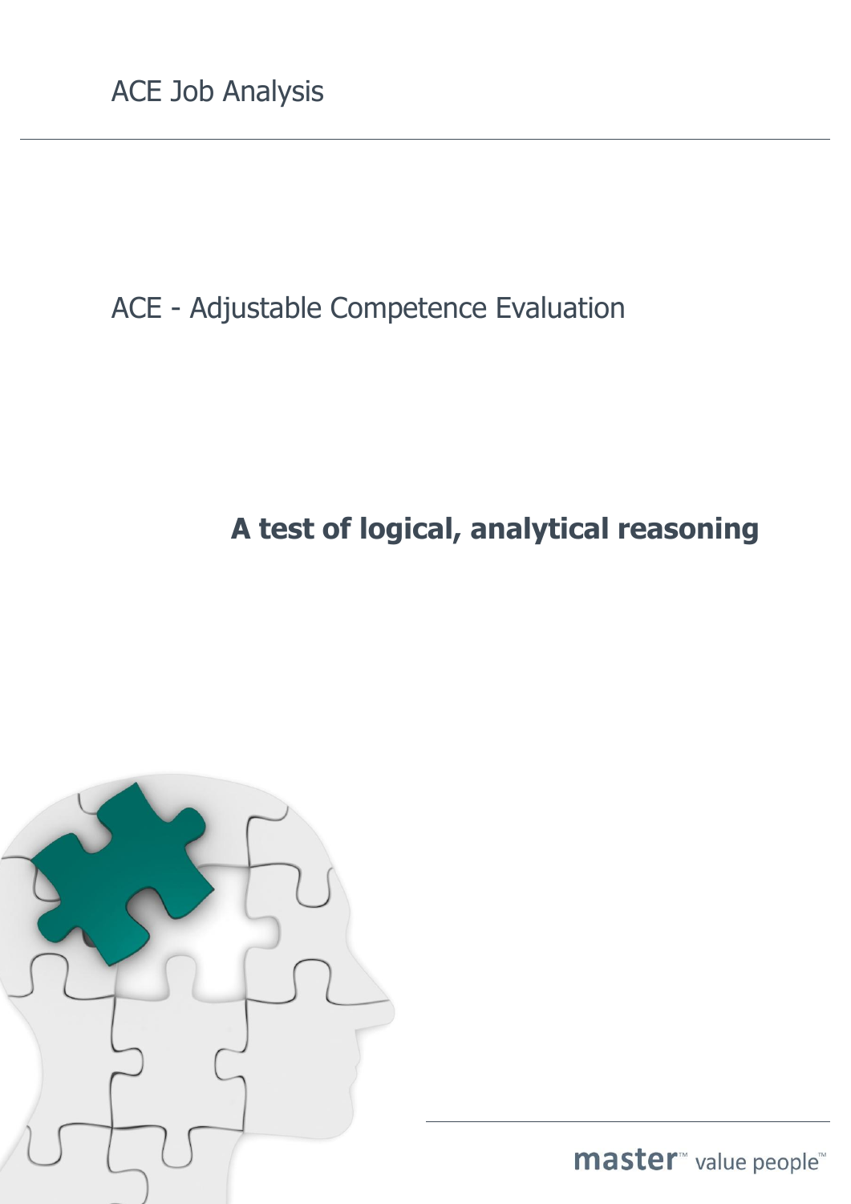ACE Job Analysis

# ACE - Adjustable Competence Evaluation

**A test of logical, analytical reasoning**

master™ value people™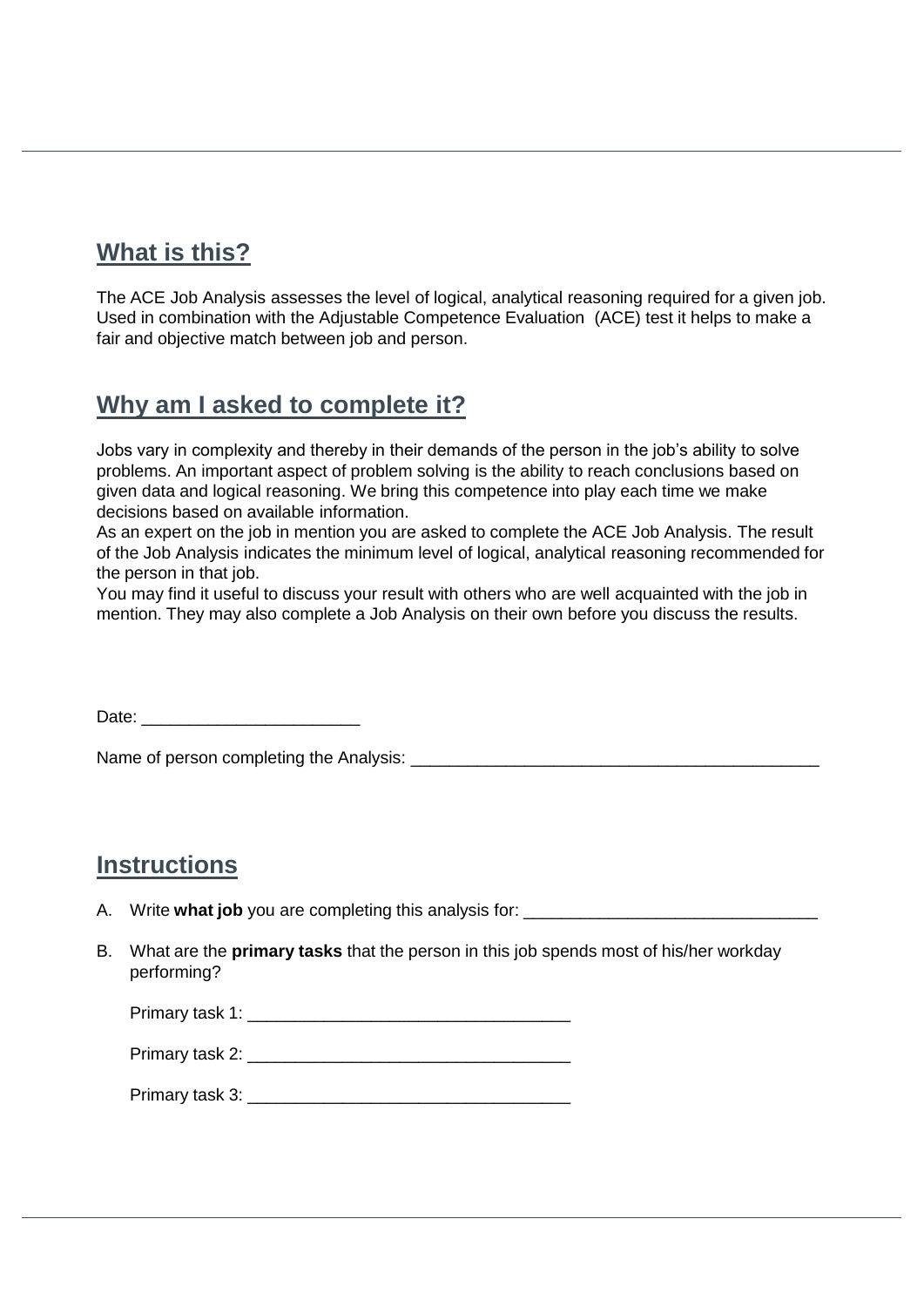## What is this?

The ACE Job Analysis assesses the level of logical, analytical reasoning required for a given job. Used in combination with the Adjustable Competence Evaluation (ACE) test it helps to make a fair and objective match between job and person.

## Why am I asked to complete it?

Jobs vary in complexity and thereby in their demands of the person in the job's ability to solve problems. An important aspect of problem solving is the ability to reach conclusions based on given data and logical reasoning. We bring this competence into play each time we make decisions based on available information.
As an expert on the job in mention you are asked to complete the ACE Job Analysis. The result of the Job Analysis indicates the minimum level of logical, analytical reasoning recommended for the person in that job.
You may find it useful to discuss your result with others who are well acquainted with the job in mention. They may also complete a Job Analysis on their own before you discuss the results.

Date: _______________________

Name of person completing the Analysis: ___________________________________________

## Instructions

A. Write **what job** you are completing this analysis for: ______________________________

B. What are the **primary tasks** that the person in this job spends most of his/her workday performing?

   Primary task 1: __________________________________

   Primary task 2: __________________________________

   Primary task 3: __________________________________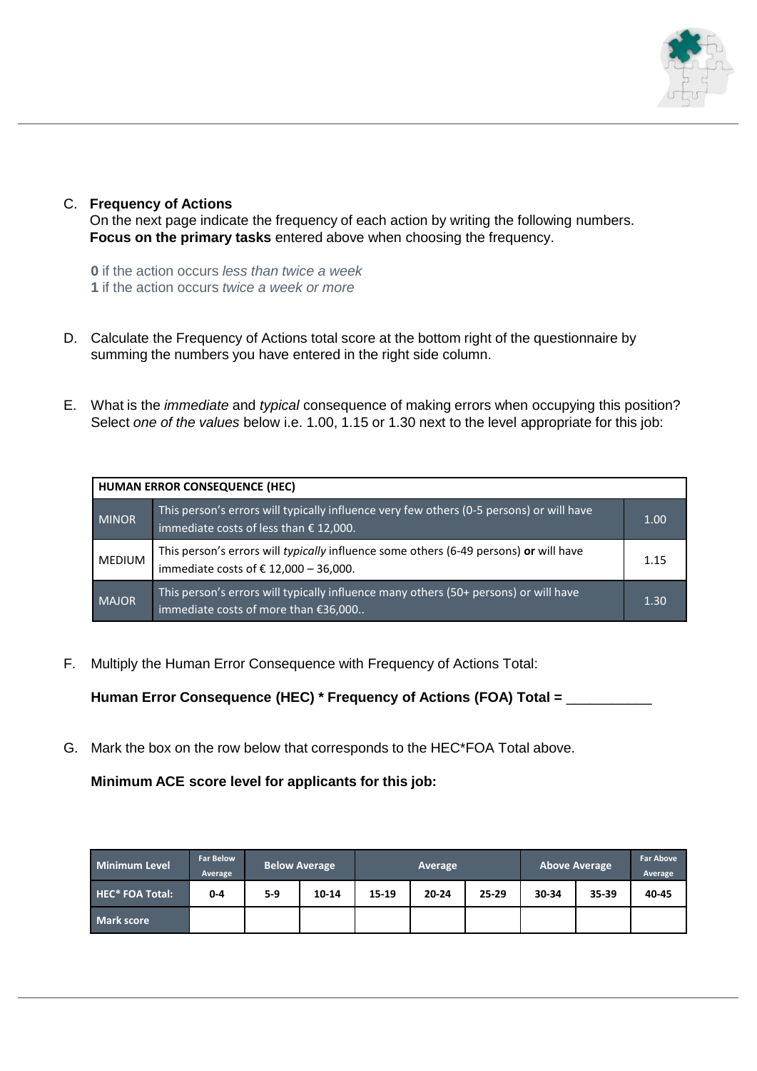C. **Frequency of Actions**
On the next page indicate the frequency of each action by writing the following numbers. **Focus on the primary tasks** entered above when choosing the frequency.

**0** if the action occurs *less than twice a week*
**1** if the action occurs *twice a week or more*

D. Calculate the Frequency of Actions total score at the bottom right of the questionnaire by summing the numbers you have entered in the right side column.

E. What is the *immediate* and *typical* consequence of making errors when occupying this position? Select *one of the values* below i.e. 1.00, 1.15 or 1.30 next to the level appropriate for this job:

| HUMAN ERROR CONSEQUENCE (HEC) | | |
|---|---|---|
| MINOR | This person's errors will typically influence very few others (0-5 persons) or will have immediate costs of less than € 12,000. | 1.00 |
| MEDIUM | This person's errors will *typically* influence some others (6-49 persons) **or** will have immediate costs of € 12,000 – 36,000. | 1.15 |
| MAJOR | This person's errors will typically influence many others (50+ persons) or will have immediate costs of more than €36,000.. | 1.30 |

F. Multiply the Human Error Consequence with Frequency of Actions Total:

**Human Error Consequence (HEC) * Frequency of Actions (FOA) Total =** ___________

G. Mark the box on the row below that corresponds to the HEC*FOA Total above.

**Minimum ACE score level for applicants for this job:**

| Minimum Level | Far Below Average | Below Average | | Average | | | Above Average | | Far Above Average |
|---|---|---|---|---|---|---|---|---|---|
| HEC* FOA Total: | 0-4 | 5-9 | 10-14 | 15-19 | 20-24 | 25-29 | 30-34 | 35-39 | 40-45 |
| Mark score | | | | | | | | | |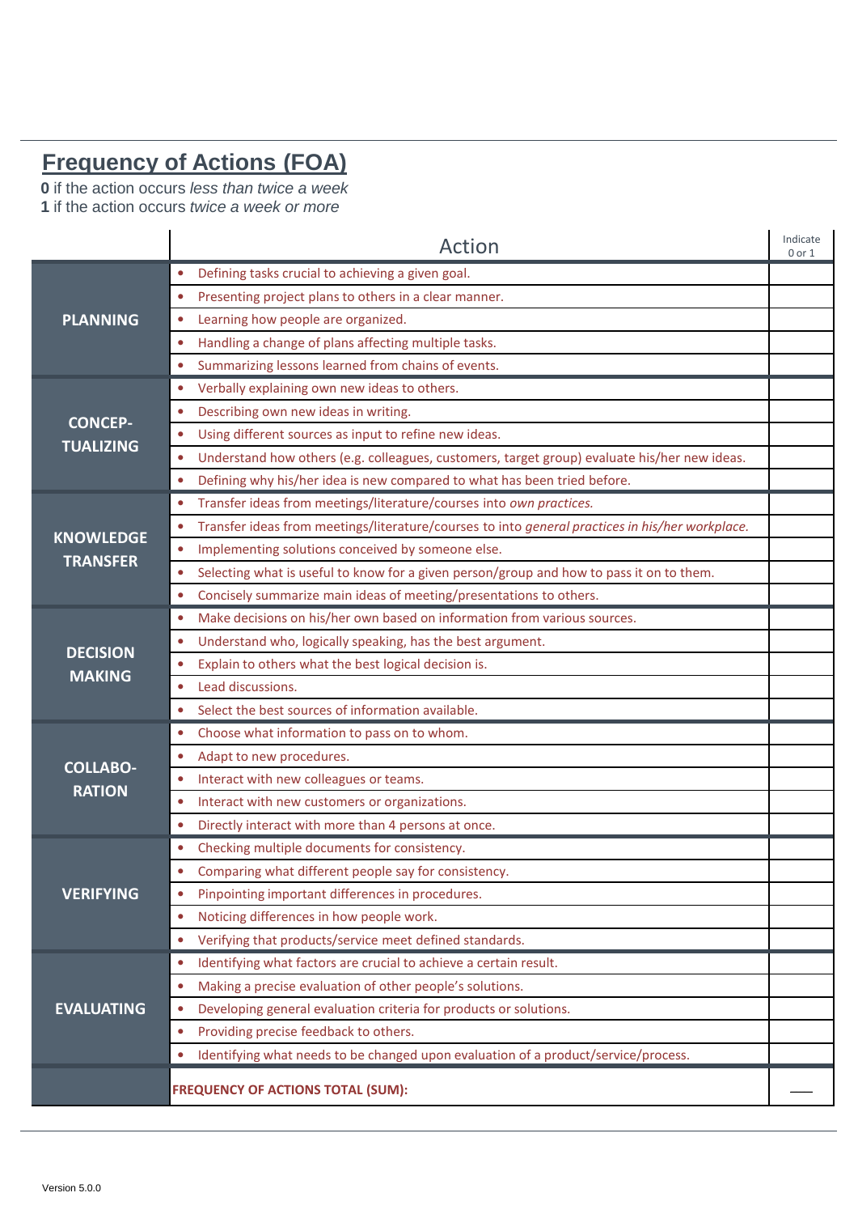## Frequency of Actions (FOA)

**0** if the action occurs *less than twice a week*
**1** if the action occurs *twice a week or more*

| | Action | Indicate 0 or 1 |
|---|---|---|
| **PLANNING** | • Defining tasks crucial to achieving a given goal. | |
| | • Presenting project plans to others in a clear manner. | |
| | • Learning how people are organized. | |
| | • Handling a change of plans affecting multiple tasks. | |
| | • Summarizing lessons learned from chains of events. | |
| **CONCEP-TUALIZING** | • Verbally explaining own new ideas to others. | |
| | • Describing own new ideas in writing. | |
| | • Using different sources as input to refine new ideas. | |
| | • Understand how others (e.g. colleagues, customers, target group) evaluate his/her new ideas. | |
| | • Defining why his/her idea is new compared to what has been tried before. | |
| **KNOWLEDGE TRANSFER** | • Transfer ideas from meetings/literature/courses into *own practices.* | |
| | • Transfer ideas from meetings/literature/courses to into *general practices in his/her workplace.* | |
| | • Implementing solutions conceived by someone else. | |
| | • Selecting what is useful to know for a given person/group and how to pass it on to them. | |
| | • Concisely summarize main ideas of meeting/presentations to others. | |
| **DECISION MAKING** | • Make decisions on his/her own based on information from various sources. | |
| | • Understand who, logically speaking, has the best argument. | |
| | • Explain to others what the best logical decision is. | |
| | • Lead discussions. | |
| | • Select the best sources of information available. | |
| **COLLABO-RATION** | • Choose what information to pass on to whom. | |
| | • Adapt to new procedures. | |
| | • Interact with new colleagues or teams. | |
| | • Interact with new customers or organizations. | |
| | • Directly interact with more than 4 persons at once. | |
| **VERIFYING** | • Checking multiple documents for consistency. | |
| | • Comparing what different people say for consistency. | |
| | • Pinpointing important differences in procedures. | |
| | • Noticing differences in how people work. | |
| | • Verifying that products/service meet defined standards. | |
| **EVALUATING** | • Identifying what factors are crucial to achieve a certain result. | |
| | • Making a precise evaluation of other people's solutions. | |
| | • Developing general evaluation criteria for products or solutions. | |
| | • Providing precise feedback to others. | |
| | • Identifying what needs to be changed upon evaluation of a product/service/process. | |
| | **FREQUENCY OF ACTIONS TOTAL (SUM):** | ___ |

Version 5.0.0